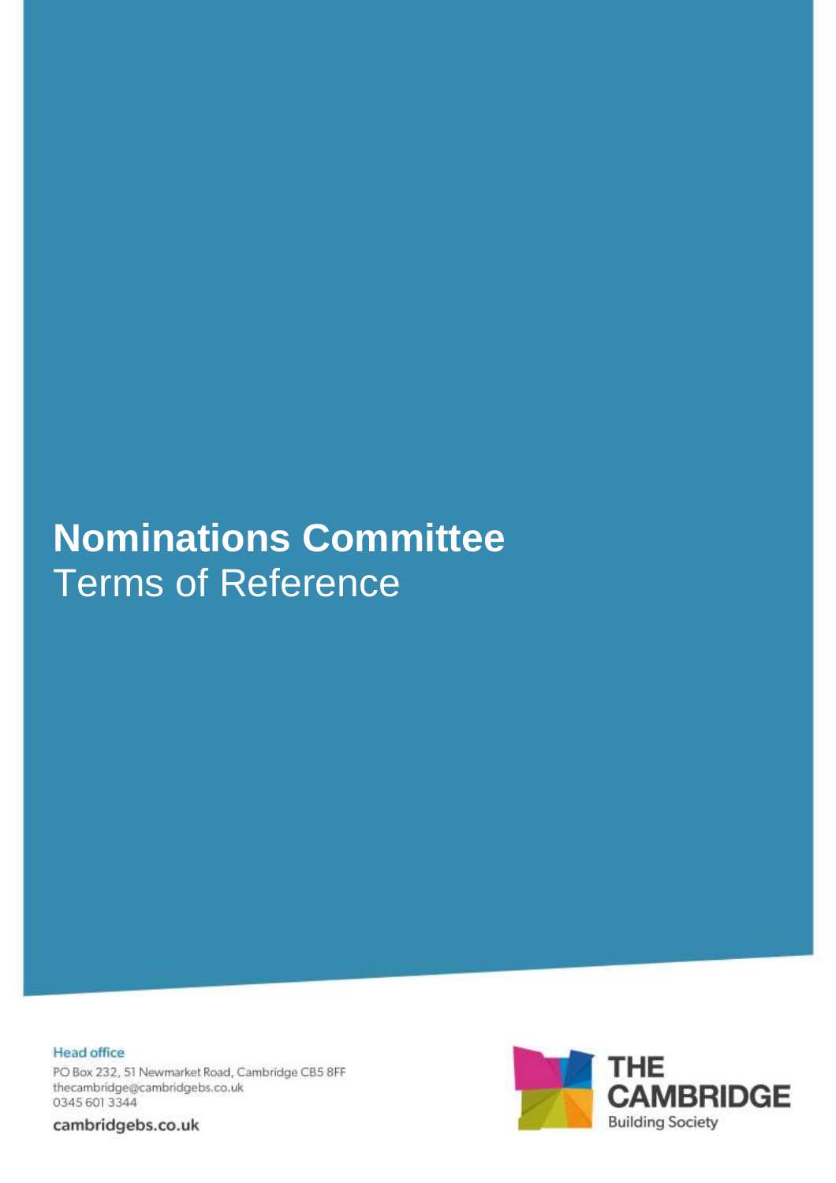# Nominations Committee

Terms of Reference

**Head office**

PO Box 232, 51 Newmarket Road, Cambridge CB5 8FF
thecambridge@cambridgebs.co.uk
0345 601 3344

**cambridgebs.co.uk**

THE CAMBRIDGE Building Society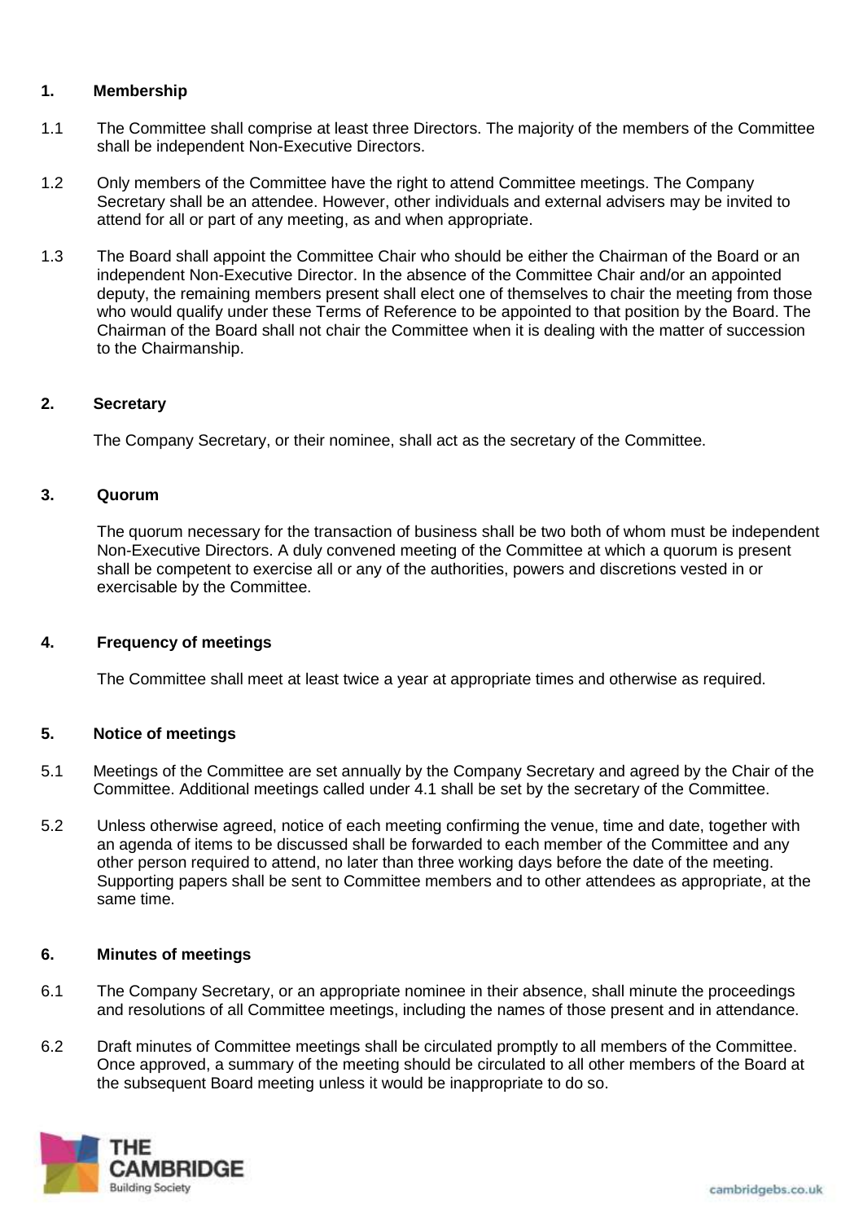## 1. Membership

1.1 The Committee shall comprise at least three Directors. The majority of the members of the Committee shall be independent Non-Executive Directors.

1.2 Only members of the Committee have the right to attend Committee meetings. The Company Secretary shall be an attendee. However, other individuals and external advisers may be invited to attend for all or part of any meeting, as and when appropriate.

1.3 The Board shall appoint the Committee Chair who should be either the Chairman of the Board or an independent Non-Executive Director. In the absence of the Committee Chair and/or an appointed deputy, the remaining members present shall elect one of themselves to chair the meeting from those who would qualify under these Terms of Reference to be appointed to that position by the Board. The Chairman of the Board shall not chair the Committee when it is dealing with the matter of succession to the Chairmanship.

## 2. Secretary

The Company Secretary, or their nominee, shall act as the secretary of the Committee.

## 3. Quorum

The quorum necessary for the transaction of business shall be two both of whom must be independent Non-Executive Directors. A duly convened meeting of the Committee at which a quorum is present shall be competent to exercise all or any of the authorities, powers and discretions vested in or exercisable by the Committee.

## 4. Frequency of meetings

The Committee shall meet at least twice a year at appropriate times and otherwise as required.

## 5. Notice of meetings

5.1 Meetings of the Committee are set annually by the Company Secretary and agreed by the Chair of the Committee. Additional meetings called under 4.1 shall be set by the secretary of the Committee.

5.2 Unless otherwise agreed, notice of each meeting confirming the venue, time and date, together with an agenda of items to be discussed shall be forwarded to each member of the Committee and any other person required to attend, no later than three working days before the date of the meeting. Supporting papers shall be sent to Committee members and to other attendees as appropriate, at the same time.

## 6. Minutes of meetings

6.1 The Company Secretary, or an appropriate nominee in their absence, shall minute the proceedings and resolutions of all Committee meetings, including the names of those present and in attendance.

6.2 Draft minutes of Committee meetings shall be circulated promptly to all members of the Committee. Once approved, a summary of the meeting should be circulated to all other members of the Board at the subsequent Board meeting unless it would be inappropriate to do so.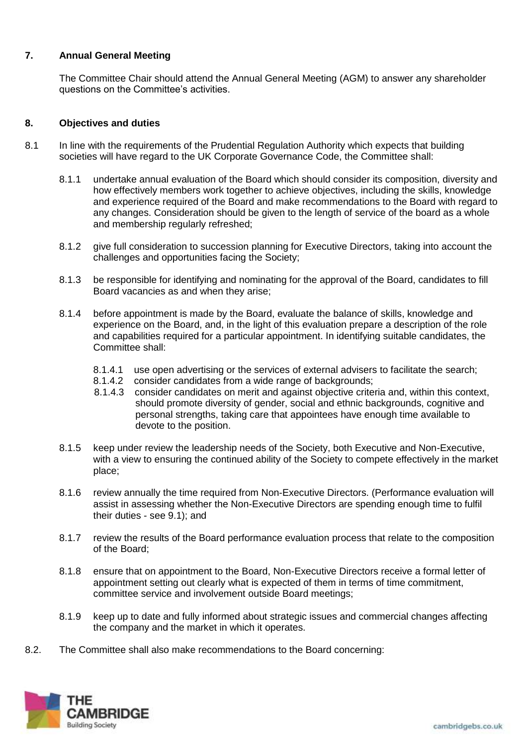## 7. Annual General Meeting

The Committee Chair should attend the Annual General Meeting (AGM) to answer any shareholder questions on the Committee's activities.

## 8. Objectives and duties

8.1 In line with the requirements of the Prudential Regulation Authority which expects that building societies will have regard to the UK Corporate Governance Code, the Committee shall:

8.1.1 undertake annual evaluation of the Board which should consider its composition, diversity and how effectively members work together to achieve objectives, including the skills, knowledge and experience required of the Board and make recommendations to the Board with regard to any changes. Consideration should be given to the length of service of the board as a whole and membership regularly refreshed;

8.1.2 give full consideration to succession planning for Executive Directors, taking into account the challenges and opportunities facing the Society;

8.1.3 be responsible for identifying and nominating for the approval of the Board, candidates to fill Board vacancies as and when they arise;

8.1.4 before appointment is made by the Board, evaluate the balance of skills, knowledge and experience on the Board, and, in the light of this evaluation prepare a description of the role and capabilities required for a particular appointment. In identifying suitable candidates, the Committee shall:

8.1.4.1 use open advertising or the services of external advisers to facilitate the search;
8.1.4.2 consider candidates from a wide range of backgrounds;
8.1.4.3 consider candidates on merit and against objective criteria and, within this context, should promote diversity of gender, social and ethnic backgrounds, cognitive and personal strengths, taking care that appointees have enough time available to devote to the position.

8.1.5 keep under review the leadership needs of the Society, both Executive and Non-Executive, with a view to ensuring the continued ability of the Society to compete effectively in the market place;

8.1.6 review annually the time required from Non-Executive Directors. (Performance evaluation will assist in assessing whether the Non-Executive Directors are spending enough time to fulfil their duties - see 9.1); and

8.1.7 review the results of the Board performance evaluation process that relate to the composition of the Board;

8.1.8 ensure that on appointment to the Board, Non-Executive Directors receive a formal letter of appointment setting out clearly what is expected of them in terms of time commitment, committee service and involvement outside Board meetings;

8.1.9 keep up to date and fully informed about strategic issues and commercial changes affecting the company and the market in which it operates.

8.2. The Committee shall also make recommendations to the Board concerning: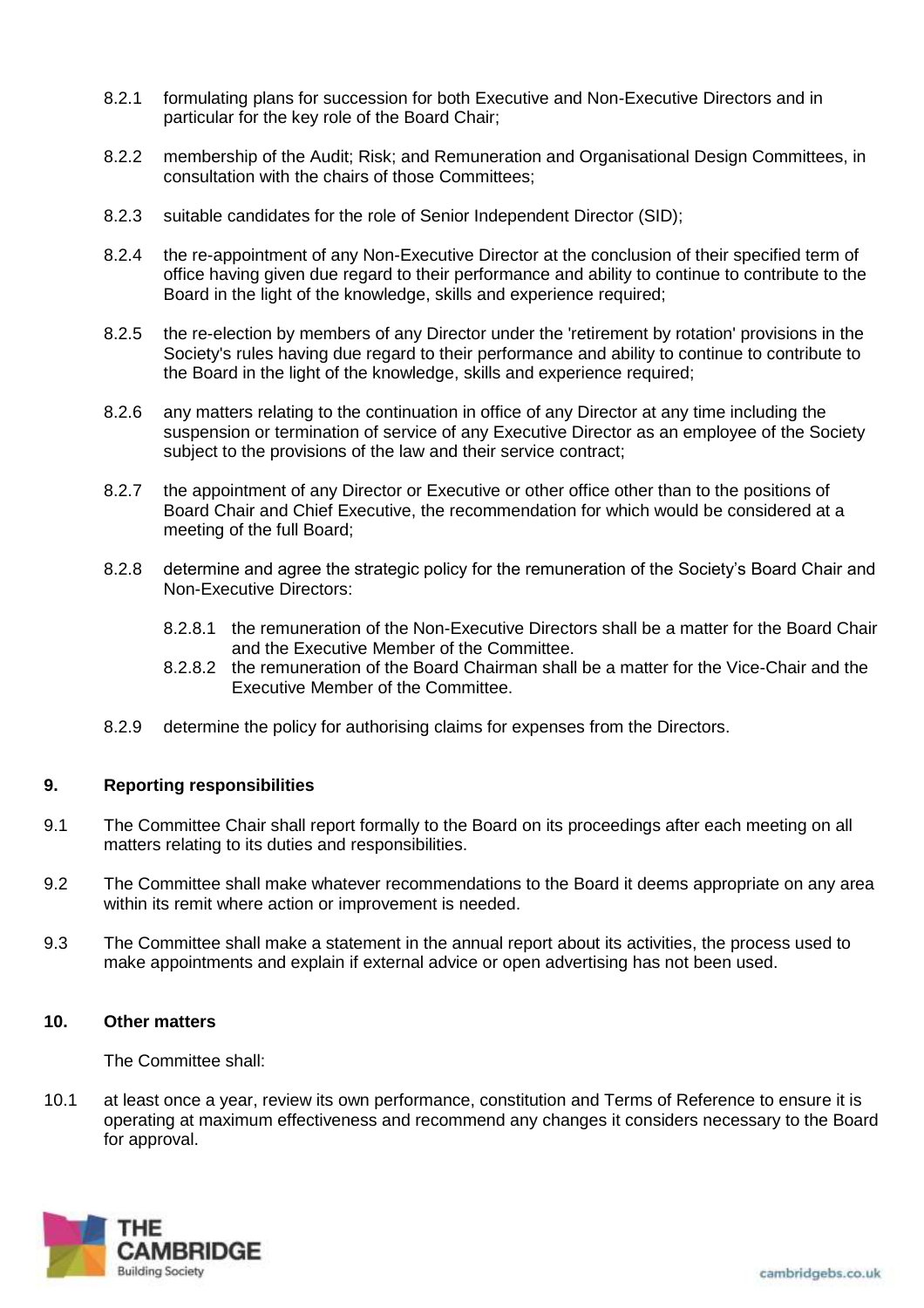8.2.1 formulating plans for succession for both Executive and Non-Executive Directors and in particular for the key role of the Board Chair;

8.2.2 membership of the Audit; Risk; and Remuneration and Organisational Design Committees, in consultation with the chairs of those Committees;

8.2.3 suitable candidates for the role of Senior Independent Director (SID);

8.2.4 the re-appointment of any Non-Executive Director at the conclusion of their specified term of office having given due regard to their performance and ability to continue to contribute to the Board in the light of the knowledge, skills and experience required;

8.2.5 the re-election by members of any Director under the 'retirement by rotation' provisions in the Society's rules having due regard to their performance and ability to continue to contribute to the Board in the light of the knowledge, skills and experience required;

8.2.6 any matters relating to the continuation in office of any Director at any time including the suspension or termination of service of any Executive Director as an employee of the Society subject to the provisions of the law and their service contract;

8.2.7 the appointment of any Director or Executive or other office other than to the positions of Board Chair and Chief Executive, the recommendation for which would be considered at a meeting of the full Board;

8.2.8 determine and agree the strategic policy for the remuneration of the Society's Board Chair and Non-Executive Directors:

8.2.8.1 the remuneration of the Non-Executive Directors shall be a matter for the Board Chair and the Executive Member of the Committee.

8.2.8.2 the remuneration of the Board Chairman shall be a matter for the Vice-Chair and the Executive Member of the Committee.

8.2.9 determine the policy for authorising claims for expenses from the Directors.

## 9. Reporting responsibilities

9.1 The Committee Chair shall report formally to the Board on its proceedings after each meeting on all matters relating to its duties and responsibilities.

9.2 The Committee shall make whatever recommendations to the Board it deems appropriate on any area within its remit where action or improvement is needed.

9.3 The Committee shall make a statement in the annual report about its activities, the process used to make appointments and explain if external advice or open advertising has not been used.

## 10. Other matters

The Committee shall:

10.1 at least once a year, review its own performance, constitution and Terms of Reference to ensure it is operating at maximum effectiveness and recommend any changes it considers necessary to the Board for approval.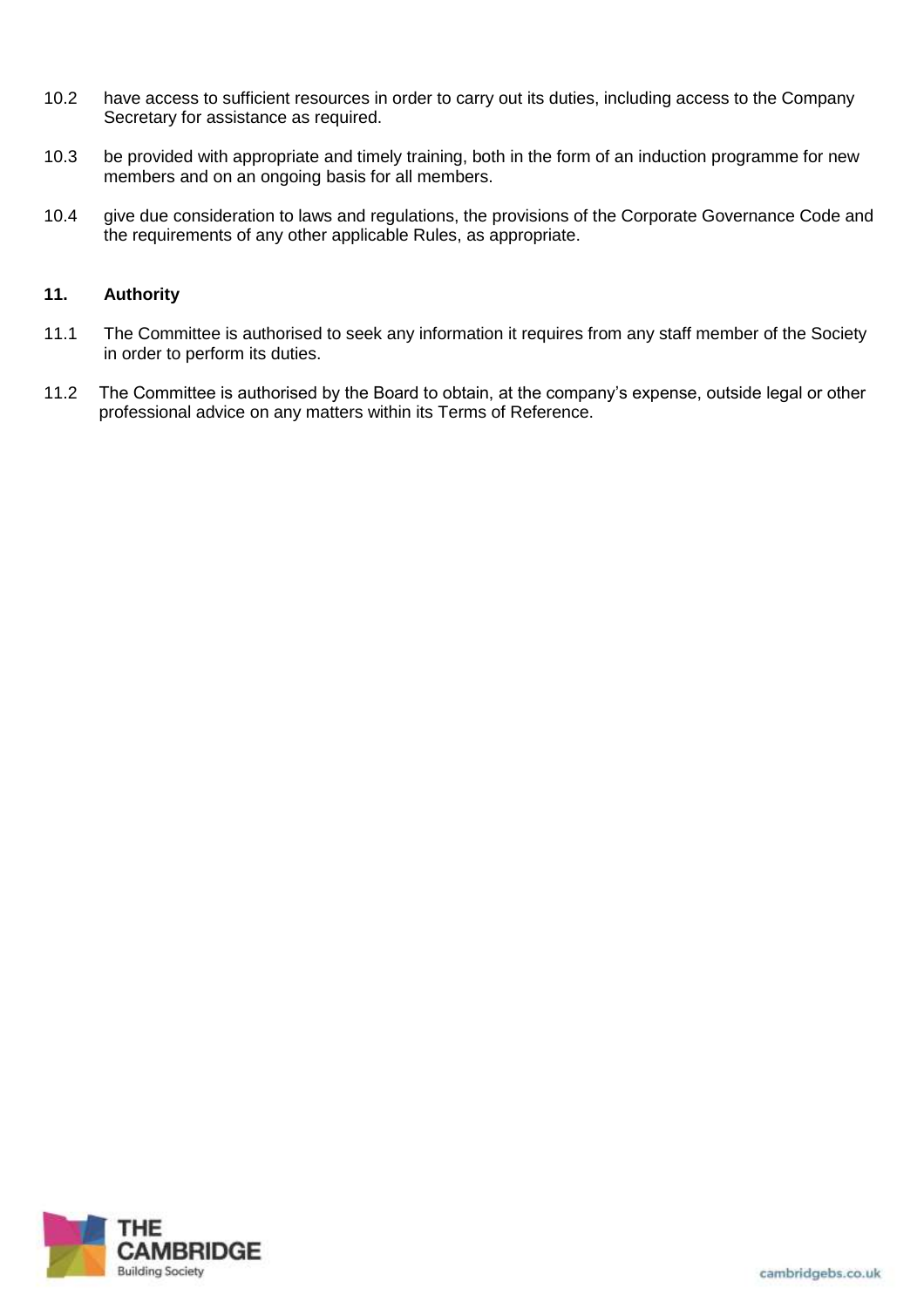10.2 have access to sufficient resources in order to carry out its duties, including access to the Company Secretary for assistance as required.

10.3 be provided with appropriate and timely training, both in the form of an induction programme for new members and on an ongoing basis for all members.

10.4 give due consideration to laws and regulations, the provisions of the Corporate Governance Code and the requirements of any other applicable Rules, as appropriate.

## 11. Authority

11.1 The Committee is authorised to seek any information it requires from any staff member of the Society in order to perform its duties.

11.2 The Committee is authorised by the Board to obtain, at the company's expense, outside legal or other professional advice on any matters within its Terms of Reference.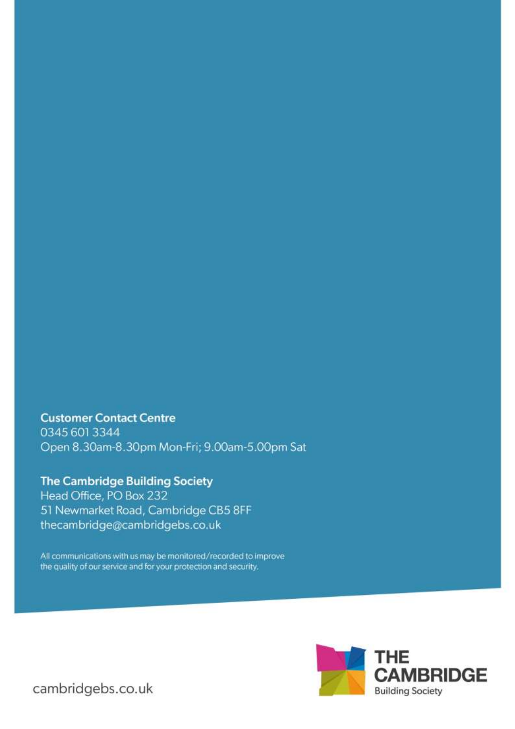**Customer Contact Centre**
0345 601 3344
Open 8.30am-8.30pm Mon-Fri; 9.00am-5.00pm Sat

**The Cambridge Building Society**
Head Office, PO Box 232
51 Newmarket Road, Cambridge CB5 8FF
thecambridge@cambridgebs.co.uk

All communications with us may be monitored/recorded to improve the quality of our service and for your protection and security.

cambridgebs.co.uk

THE CAMBRIDGE Building Society